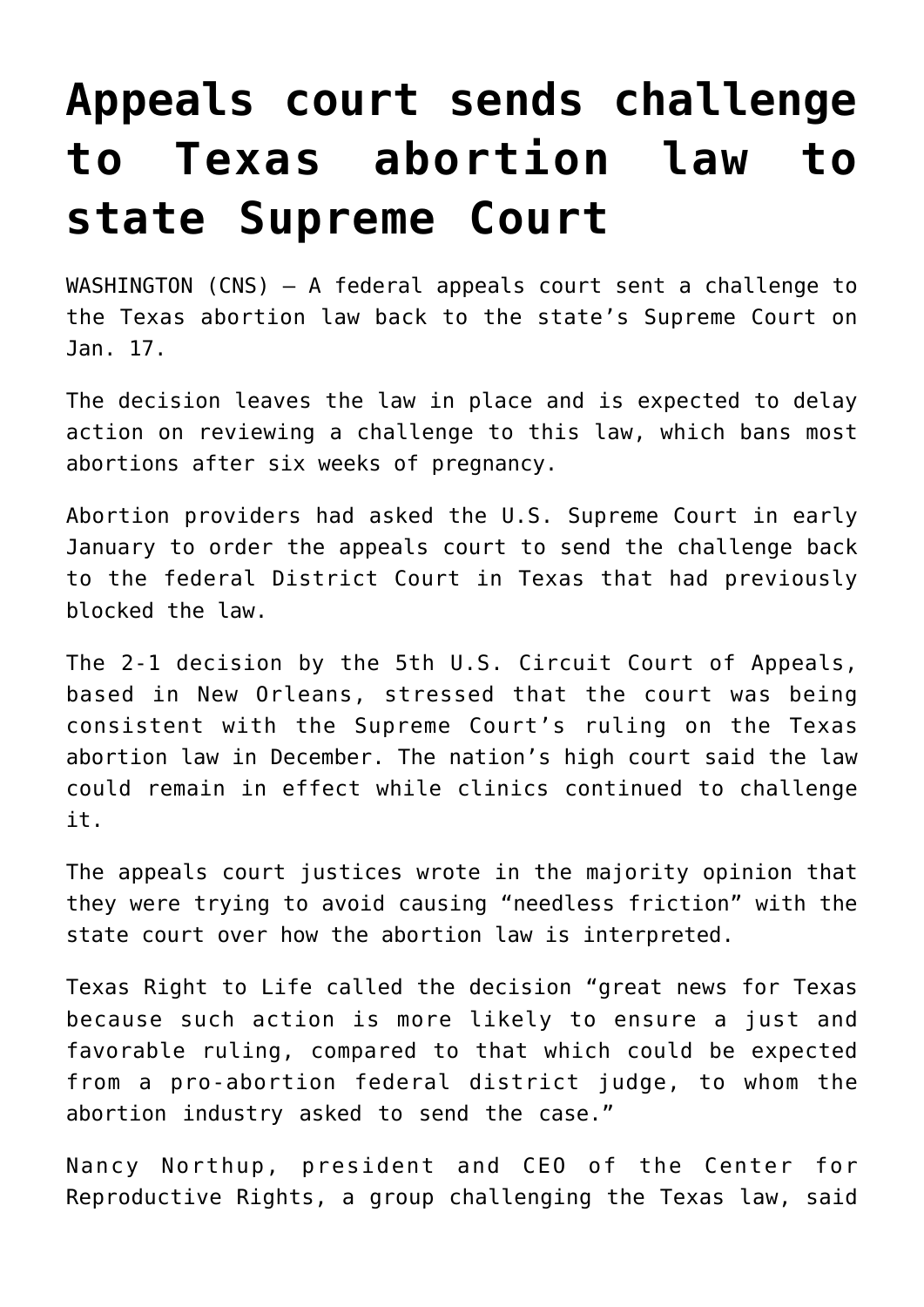# Appeals court sends challenge to Texas abortion law to state Supreme Court

WASHINGTON (CNS) — A federal appeals court sent a challenge to the Texas abortion law back to the state's Supreme Court on Jan. 17.

The decision leaves the law in place and is expected to delay action on reviewing a challenge to this law, which bans most abortions after six weeks of pregnancy.

Abortion providers had asked the U.S. Supreme Court in early January to order the appeals court to send the challenge back to the federal District Court in Texas that had previously blocked the law.

The 2-1 decision by the 5th U.S. Circuit Court of Appeals, based in New Orleans, stressed that the court was being consistent with the Supreme Court's ruling on the Texas abortion law in December. The nation's high court said the law could remain in effect while clinics continued to challenge it.

The appeals court justices wrote in the majority opinion that they were trying to avoid causing "needless friction" with the state court over how the abortion law is interpreted.

Texas Right to Life called the decision "great news for Texas because such action is more likely to ensure a just and favorable ruling, compared to that which could be expected from a pro-abortion federal district judge, to whom the abortion industry asked to send the case."

Nancy Northup, president and CEO of the Center for Reproductive Rights, a group challenging the Texas law, said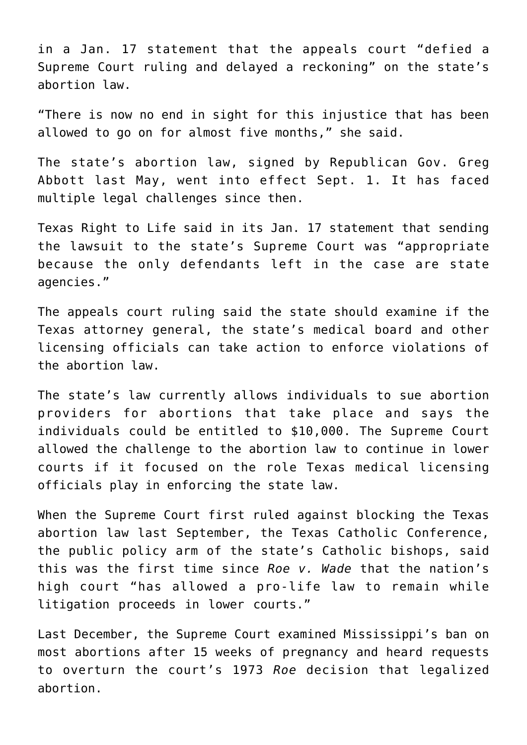in a Jan. 17 statement that the appeals court "defied a Supreme Court ruling and delayed a reckoning" on the state's abortion law.

"There is now no end in sight for this injustice that has been allowed to go on for almost five months," she said.

The state's abortion law, signed by Republican Gov. Greg Abbott last May, went into effect Sept. 1. It has faced multiple legal challenges since then.

Texas Right to Life said in its Jan. 17 statement that sending the lawsuit to the state's Supreme Court was "appropriate because the only defendants left in the case are state agencies."

The appeals court ruling said the state should examine if the Texas attorney general, the state's medical board and other licensing officials can take action to enforce violations of the abortion law.

The state's law currently allows individuals to sue abortion providers for abortions that take place and says the individuals could be entitled to $10,000. The Supreme Court allowed the challenge to the abortion law to continue in lower courts if it focused on the role Texas medical licensing officials play in enforcing the state law.

When the Supreme Court first ruled against blocking the Texas abortion law last September, the Texas Catholic Conference, the public policy arm of the state's Catholic bishops, said this was the first time since *Roe v. Wade* that the nation's high court "has allowed a pro-life law to remain while litigation proceeds in lower courts."

Last December, the Supreme Court examined Mississippi's ban on most abortions after 15 weeks of pregnancy and heard requests to overturn the court's 1973 *Roe* decision that legalized abortion.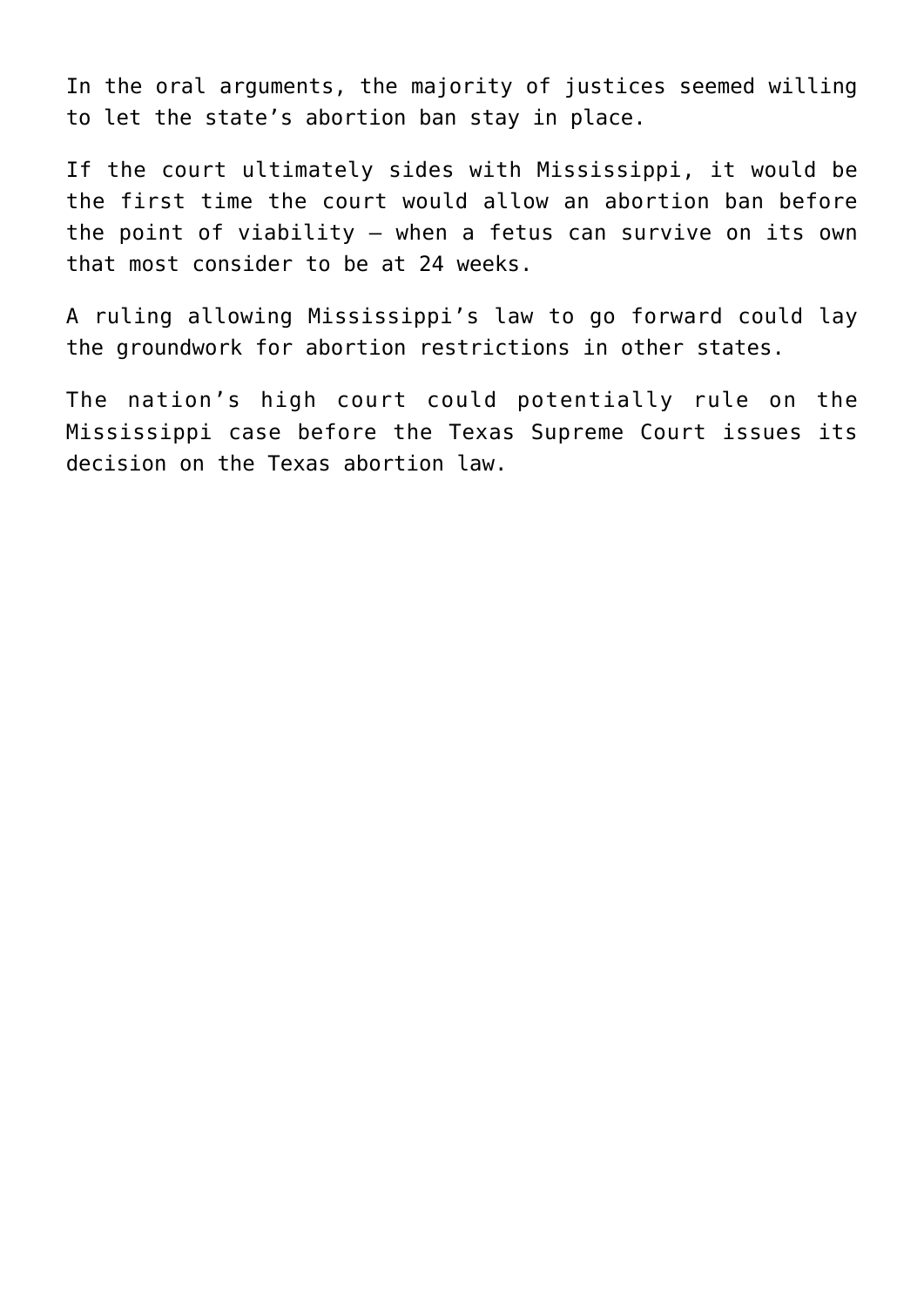In the oral arguments, the majority of justices seemed willing to let the state’s abortion ban stay in place.

If the court ultimately sides with Mississippi, it would be the first time the court would allow an abortion ban before the point of viability — when a fetus can survive on its own that most consider to be at 24 weeks.

A ruling allowing Mississippi’s law to go forward could lay the groundwork for abortion restrictions in other states.

The nation’s high court could potentially rule on the Mississippi case before the Texas Supreme Court issues its decision on the Texas abortion law.